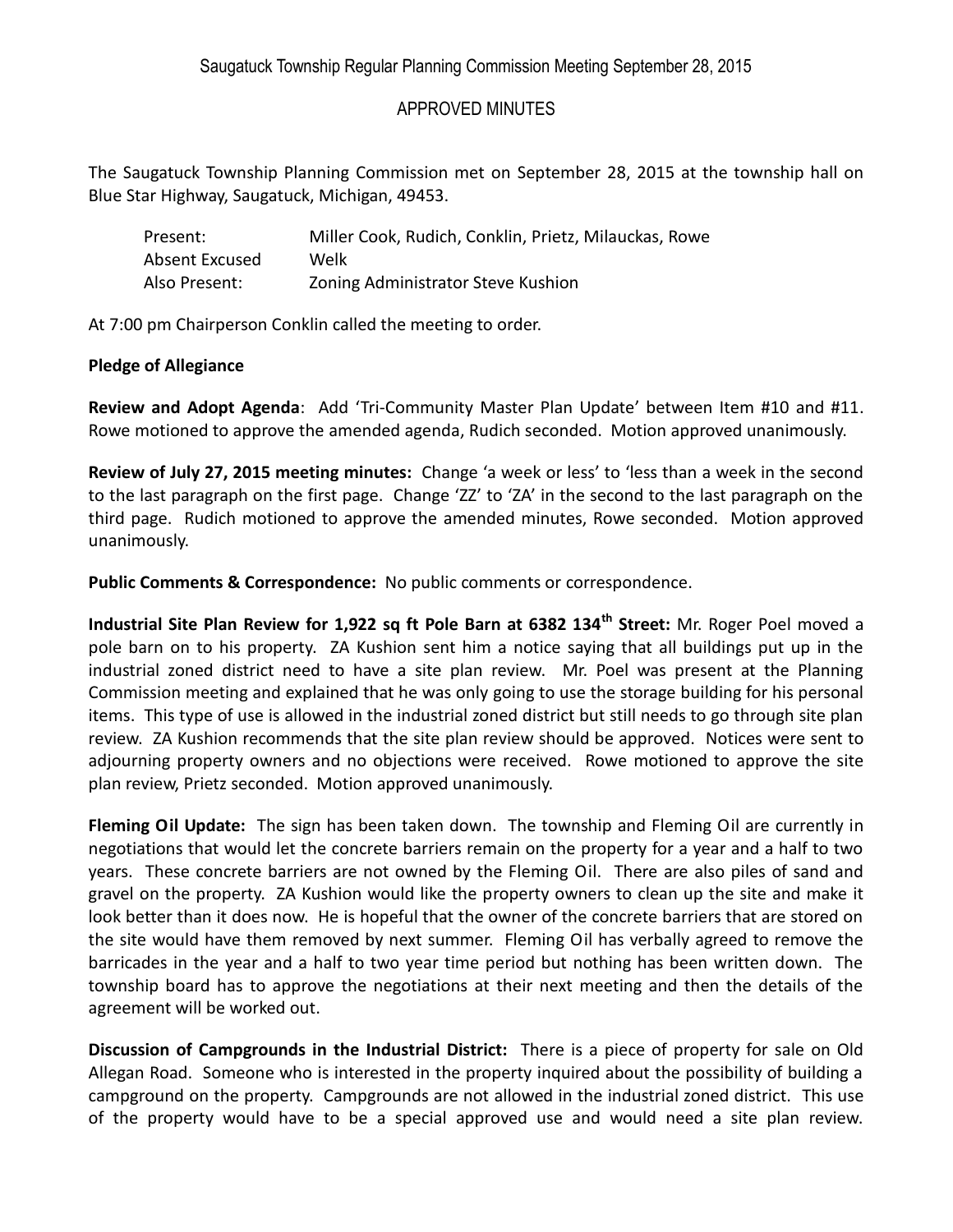Saugatuck Township Regular Planning Commission Meeting September 28, 2015

APPROVED MINUTES

The Saugatuck Township Planning Commission met on September 28, 2015 at the township hall on Blue Star Highway, Saugatuck, Michigan, 49453.

| | |
|---|---|
| Present: | Miller Cook, Rudich, Conklin, Prietz, Milauckas, Rowe |
| Absent Excused | Welk |
| Also Present: | Zoning Administrator Steve Kushion |

At 7:00 pm Chairperson Conklin called the meeting to order.

**Pledge of Allegiance**

**Review and Adopt Agenda**: Add 'Tri-Community Master Plan Update' between Item #10 and #11. Rowe motioned to approve the amended agenda, Rudich seconded. Motion approved unanimously.

**Review of July 27, 2015 meeting minutes:** Change 'a week or less' to 'less than a week in the second to the last paragraph on the first page. Change 'ZZ' to 'ZA' in the second to the last paragraph on the third page. Rudich motioned to approve the amended minutes, Rowe seconded. Motion approved unanimously.

**Public Comments & Correspondence:** No public comments or correspondence.

**Industrial Site Plan Review for 1,922 sq ft Pole Barn at 6382 134th Street:** Mr. Roger Poel moved a pole barn on to his property. ZA Kushion sent him a notice saying that all buildings put up in the industrial zoned district need to have a site plan review. Mr. Poel was present at the Planning Commission meeting and explained that he was only going to use the storage building for his personal items. This type of use is allowed in the industrial zoned district but still needs to go through site plan review. ZA Kushion recommends that the site plan review should be approved. Notices were sent to adjourning property owners and no objections were received. Rowe motioned to approve the site plan review, Prietz seconded. Motion approved unanimously.

**Fleming Oil Update:** The sign has been taken down. The township and Fleming Oil are currently in negotiations that would let the concrete barriers remain on the property for a year and a half to two years. These concrete barriers are not owned by the Fleming Oil. There are also piles of sand and gravel on the property. ZA Kushion would like the property owners to clean up the site and make it look better than it does now. He is hopeful that the owner of the concrete barriers that are stored on the site would have them removed by next summer. Fleming Oil has verbally agreed to remove the barricades in the year and a half to two year time period but nothing has been written down. The township board has to approve the negotiations at their next meeting and then the details of the agreement will be worked out.

**Discussion of Campgrounds in the Industrial District:** There is a piece of property for sale on Old Allegan Road. Someone who is interested in the property inquired about the possibility of building a campground on the property. Campgrounds are not allowed in the industrial zoned district. This use of the property would have to be a special approved use and would need a site plan review.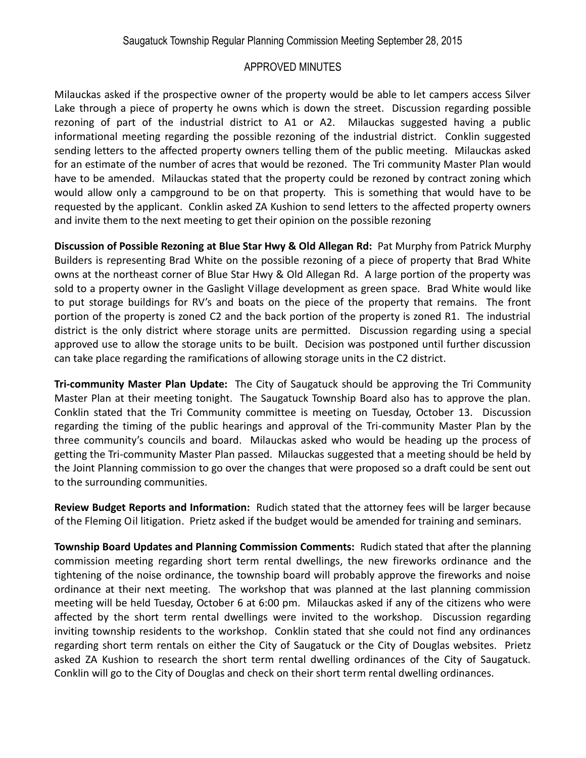Milauckas asked if the prospective owner of the property would be able to let campers access Silver Lake through a piece of property he owns which is down the street. Discussion regarding possible rezoning of part of the industrial district to A1 or A2. Milauckas suggested having a public informational meeting regarding the possible rezoning of the industrial district. Conklin suggested sending letters to the affected property owners telling them of the public meeting. Milauckas asked for an estimate of the number of acres that would be rezoned. The Tri community Master Plan would have to be amended. Milauckas stated that the property could be rezoned by contract zoning which would allow only a campground to be on that property. This is something that would have to be requested by the applicant. Conklin asked ZA Kushion to send letters to the affected property owners and invite them to the next meeting to get their opinion on the possible rezoning

**Discussion of Possible Rezoning at Blue Star Hwy & Old Allegan Rd:** Pat Murphy from Patrick Murphy Builders is representing Brad White on the possible rezoning of a piece of property that Brad White owns at the northeast corner of Blue Star Hwy & Old Allegan Rd. A large portion of the property was sold to a property owner in the Gaslight Village development as green space. Brad White would like to put storage buildings for RV's and boats on the piece of the property that remains. The front portion of the property is zoned C2 and the back portion of the property is zoned R1. The industrial district is the only district where storage units are permitted. Discussion regarding using a special approved use to allow the storage units to be built. Decision was postponed until further discussion can take place regarding the ramifications of allowing storage units in the C2 district.

**Tri-community Master Plan Update:** The City of Saugatuck should be approving the Tri Community Master Plan at their meeting tonight. The Saugatuck Township Board also has to approve the plan. Conklin stated that the Tri Community committee is meeting on Tuesday, October 13. Discussion regarding the timing of the public hearings and approval of the Tri-community Master Plan by the three community's councils and board. Milauckas asked who would be heading up the process of getting the Tri-community Master Plan passed. Milauckas suggested that a meeting should be held by the Joint Planning commission to go over the changes that were proposed so a draft could be sent out to the surrounding communities.

**Review Budget Reports and Information:** Rudich stated that the attorney fees will be larger because of the Fleming Oil litigation. Prietz asked if the budget would be amended for training and seminars.

**Township Board Updates and Planning Commission Comments:** Rudich stated that after the planning commission meeting regarding short term rental dwellings, the new fireworks ordinance and the tightening of the noise ordinance, the township board will probably approve the fireworks and noise ordinance at their next meeting. The workshop that was planned at the last planning commission meeting will be held Tuesday, October 6 at 6:00 pm. Milauckas asked if any of the citizens who were affected by the short term rental dwellings were invited to the workshop. Discussion regarding inviting township residents to the workshop. Conklin stated that she could not find any ordinances regarding short term rentals on either the City of Saugatuck or the City of Douglas websites. Prietz asked ZA Kushion to research the short term rental dwelling ordinances of the City of Saugatuck. Conklin will go to the City of Douglas and check on their short term rental dwelling ordinances.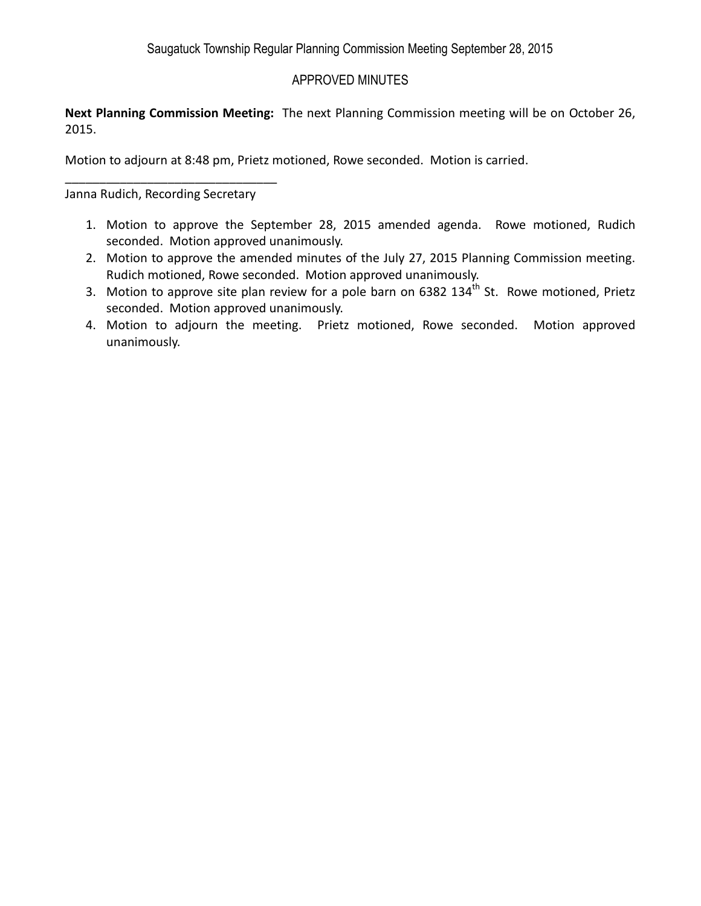**Next Planning Commission Meeting:** The next Planning Commission meeting will be on October 26, 2015.

Motion to adjourn at 8:48 pm, Prietz motioned, Rowe seconded. Motion is carried.

_______________________________

Janna Rudich, Recording Secretary

1. Motion to approve the September 28, 2015 amended agenda. Rowe motioned, Rudich seconded. Motion approved unanimously.
2. Motion to approve the amended minutes of the July 27, 2015 Planning Commission meeting. Rudich motioned, Rowe seconded. Motion approved unanimously.
3. Motion to approve site plan review for a pole barn on 6382 134th St. Rowe motioned, Prietz seconded. Motion approved unanimously.
4. Motion to adjourn the meeting. Prietz motioned, Rowe seconded. Motion approved unanimously.